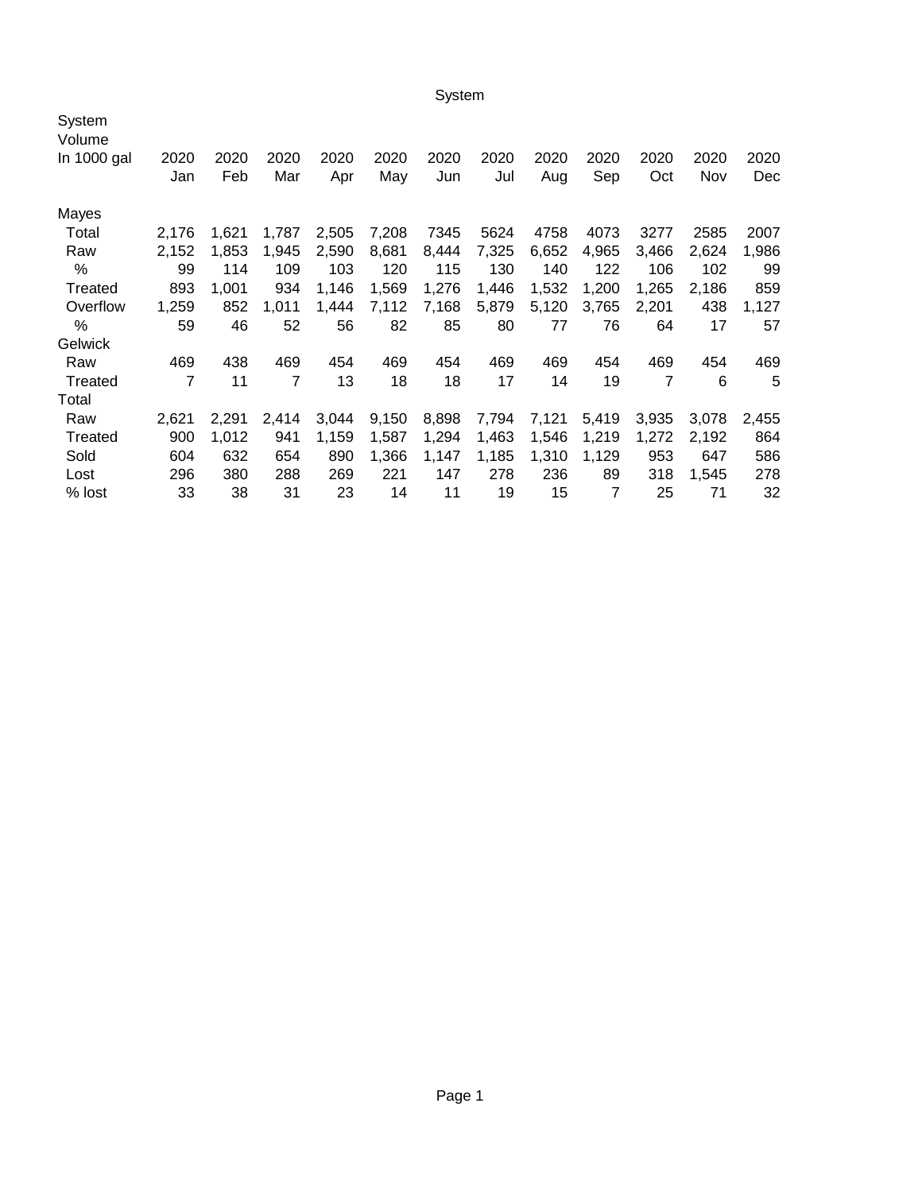System

| System Volume In 1000 gal | 2020 Jan | 2020 Feb | 2020 Mar | 2020 Apr | 2020 May | 2020 Jun | 2020 Jul | 2020 Aug | 2020 Sep | 2020 Oct | 2020 Nov | 2020 Dec |
|---|---|---|---|---|---|---|---|---|---|---|---|---|
| Mayes | | | | | | | | | | | | |
| Total | 2,176 | 1,621 | 1,787 | 2,505 | 7,208 | 7345 | 5624 | 4758 | 4073 | 3277 | 2585 | 2007 |
| Raw | 2,152 | 1,853 | 1,945 | 2,590 | 8,681 | 8,444 | 7,325 | 6,652 | 4,965 | 3,466 | 2,624 | 1,986 |
| % | 99 | 114 | 109 | 103 | 120 | 115 | 130 | 140 | 122 | 106 | 102 | 99 |
| Treated | 893 | 1,001 | 934 | 1,146 | 1,569 | 1,276 | 1,446 | 1,532 | 1,200 | 1,265 | 2,186 | 859 |
| Overflow | 1,259 | 852 | 1,011 | 1,444 | 7,112 | 7,168 | 5,879 | 5,120 | 3,765 | 2,201 | 438 | 1,127 |
| % | 59 | 46 | 52 | 56 | 82 | 85 | 80 | 77 | 76 | 64 | 17 | 57 |
| Gelwick | | | | | | | | | | | | |
| Raw | 469 | 438 | 469 | 454 | 469 | 454 | 469 | 469 | 454 | 469 | 454 | 469 |
| Treated | 7 | 11 | 7 | 13 | 18 | 18 | 17 | 14 | 19 | 7 | 6 | 5 |
| Total | | | | | | | | | | | | |
| Raw | 2,621 | 2,291 | 2,414 | 3,044 | 9,150 | 8,898 | 7,794 | 7,121 | 5,419 | 3,935 | 3,078 | 2,455 |
| Treated | 900 | 1,012 | 941 | 1,159 | 1,587 | 1,294 | 1,463 | 1,546 | 1,219 | 1,272 | 2,192 | 864 |
| Sold | 604 | 632 | 654 | 890 | 1,366 | 1,147 | 1,185 | 1,310 | 1,129 | 953 | 647 | 586 |
| Lost | 296 | 380 | 288 | 269 | 221 | 147 | 278 | 236 | 89 | 318 | 1,545 | 278 |
| % lost | 33 | 38 | 31 | 23 | 14 | 11 | 19 | 15 | 7 | 25 | 71 | 32 |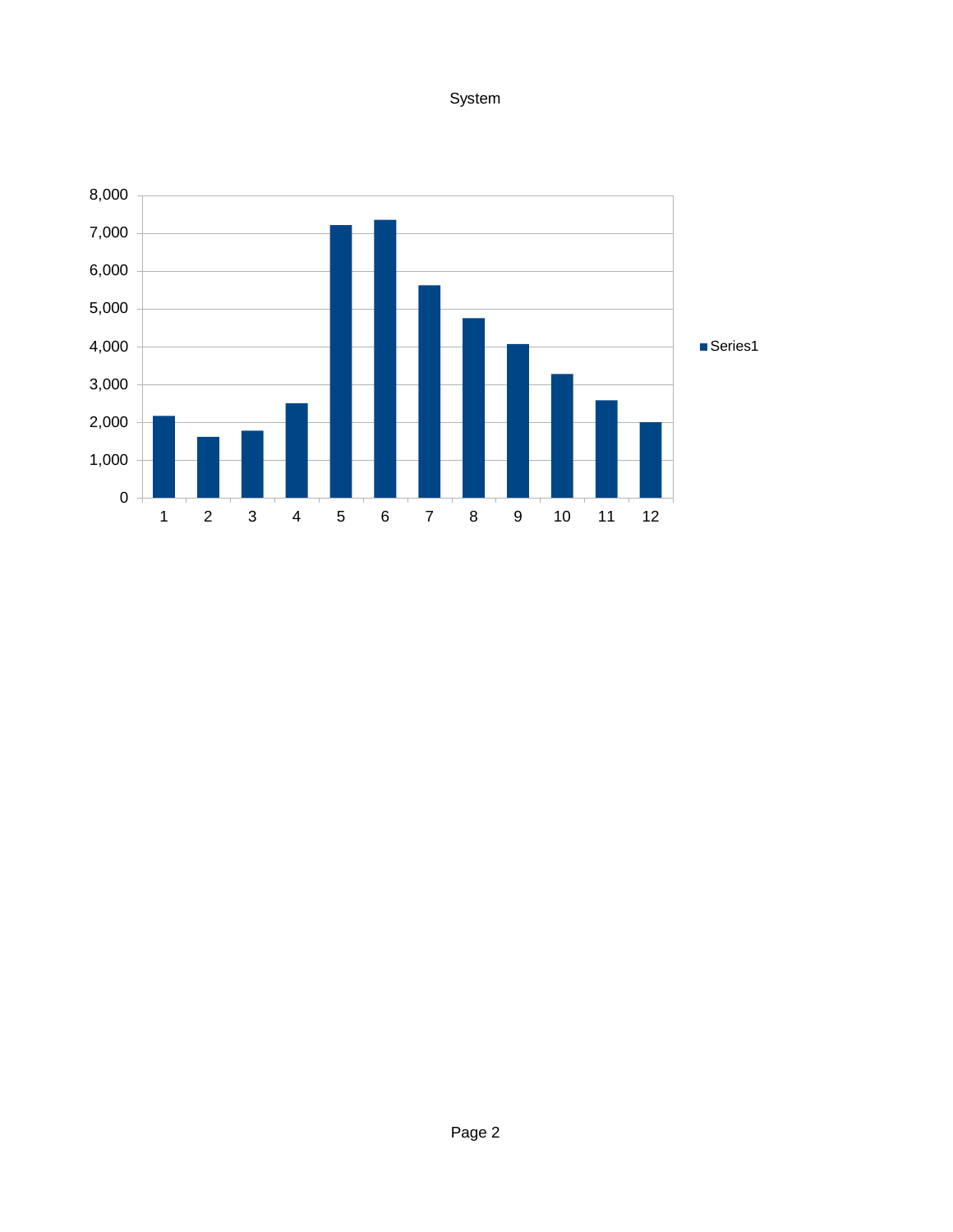System

8,000
7,000
6,000
5,000
4,000
3,000
2,000
1,000
0

1 2 3 4 5 6 7 8 9 10 11 12

Series1